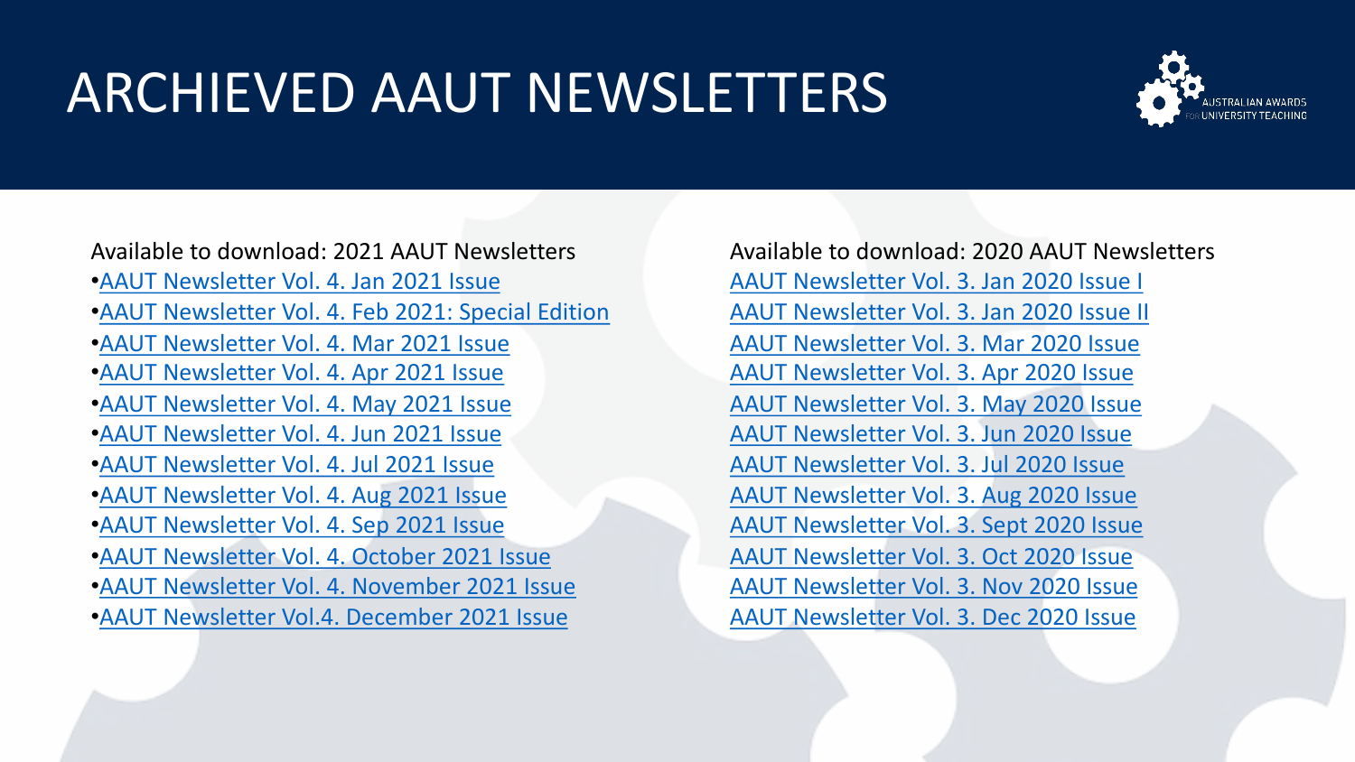# ARCHIEVED AAUT NEWSLETTERS

Available to download: 2021 AAUT Newsletters

- AAUT Newsletter Vol. 4. Jan 2021 Issue
- AAUT Newsletter Vol. 4. Feb 2021: Special Edition
- AAUT Newsletter Vol. 4. Mar 2021 Issue
- AAUT Newsletter Vol. 4. Apr 2021 Issue
- AAUT Newsletter Vol. 4. May 2021 Issue
- AAUT Newsletter Vol. 4. Jun 2021 Issue
- AAUT Newsletter Vol. 4. Jul 2021 Issue
- AAUT Newsletter Vol. 4. Aug 2021 Issue
- AAUT Newsletter Vol. 4. Sep 2021 Issue
- AAUT Newsletter Vol. 4. October 2021 Issue
- AAUT Newsletter Vol. 4. November 2021 Issue
- AAUT Newsletter Vol.4. December 2021 Issue

Available to download: 2020 AAUT Newsletters

AAUT Newsletter Vol. 3. Jan 2020 Issue I
AAUT Newsletter Vol. 3. Jan 2020 Issue II
AAUT Newsletter Vol. 3. Mar 2020 Issue
AAUT Newsletter Vol. 3. Apr 2020 Issue
AAUT Newsletter Vol. 3. May 2020 Issue
AAUT Newsletter Vol. 3. Jun 2020 Issue
AAUT Newsletter Vol. 3. Jul 2020 Issue
AAUT Newsletter Vol. 3. Aug 2020 Issue
AAUT Newsletter Vol. 3. Sept 2020 Issue
AAUT Newsletter Vol. 3. Oct 2020 Issue
AAUT Newsletter Vol. 3. Nov 2020 Issue
AAUT Newsletter Vol. 3. Dec 2020 Issue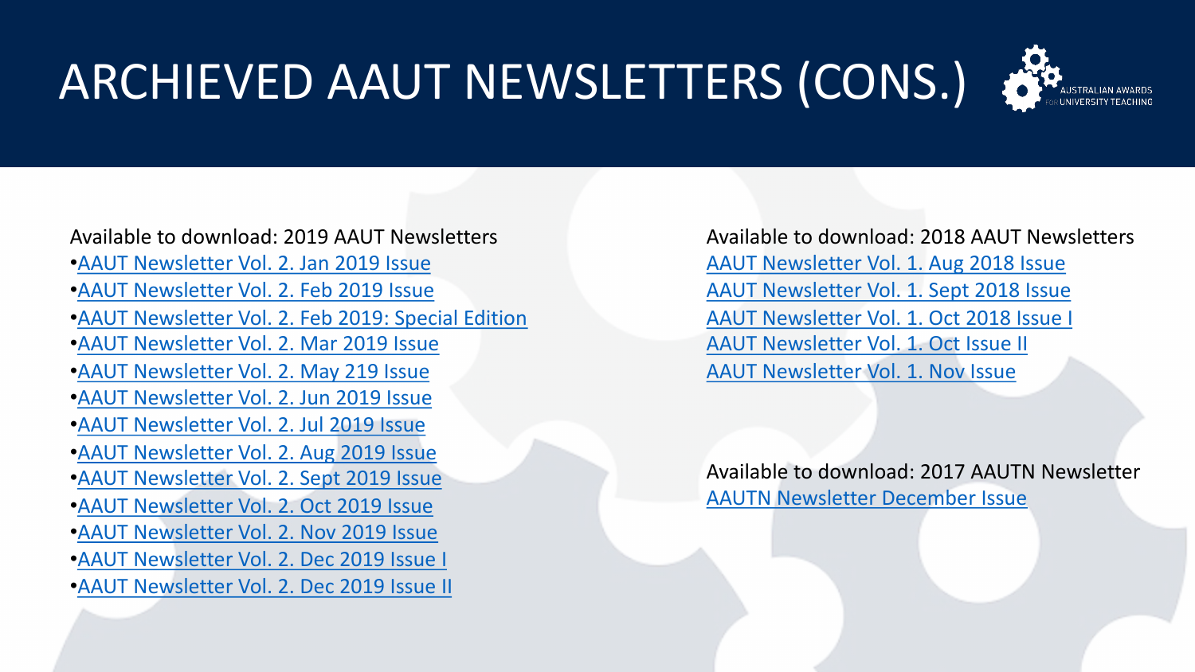# ARCHIEVED AAUT NEWSLETTERS (CONS.)

Available to download: 2019 AAUT Newsletters

- AAUT Newsletter Vol. 2. Jan 2019 Issue
- AAUT Newsletter Vol. 2. Feb 2019 Issue
- AAUT Newsletter Vol. 2. Feb 2019: Special Edition
- AAUT Newsletter Vol. 2. Mar 2019 Issue
- AAUT Newsletter Vol. 2. May 219 Issue
- AAUT Newsletter Vol. 2. Jun 2019 Issue
- AAUT Newsletter Vol. 2. Jul 2019 Issue
- AAUT Newsletter Vol. 2. Aug 2019 Issue
- AAUT Newsletter Vol. 2. Sept 2019 Issue
- AAUT Newsletter Vol. 2. Oct 2019 Issue
- AAUT Newsletter Vol. 2. Nov 2019 Issue
- AAUT Newsletter Vol. 2. Dec 2019 Issue I
- AAUT Newsletter Vol. 2. Dec 2019 Issue II

Available to download: 2018 AAUT Newsletters

AAUT Newsletter Vol. 1. Aug 2018 Issue
AAUT Newsletter Vol. 1. Sept 2018 Issue
AAUT Newsletter Vol. 1. Oct 2018 Issue I
AAUT Newsletter Vol. 1. Oct Issue II
AAUT Newsletter Vol. 1. Nov Issue

Available to download: 2017 AAUTN Newsletter

AAUTN Newsletter December Issue